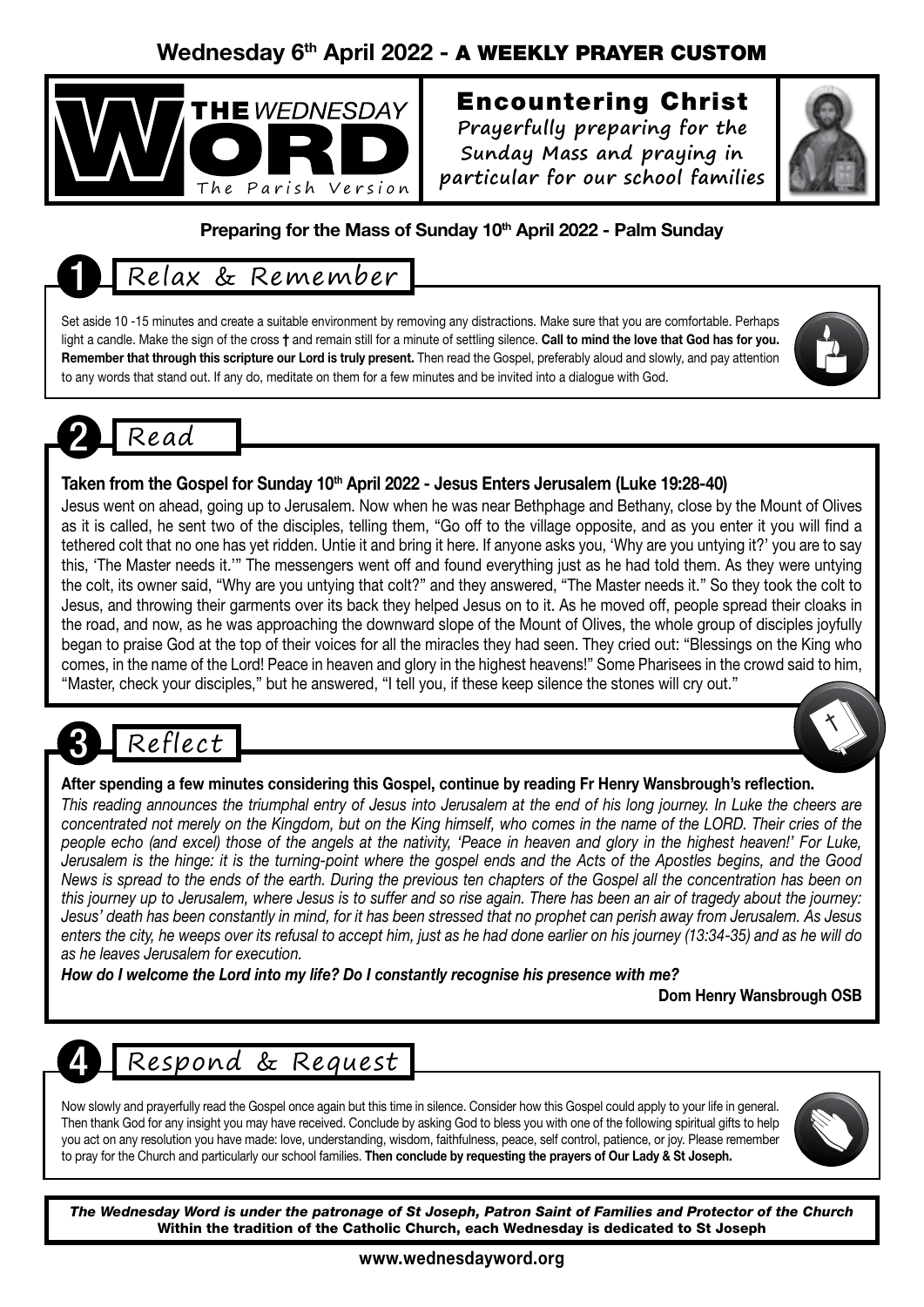**Wednesday 6th April 2022 - A WEEKLY PRAYER CUSTOM**

# THE WEDNESDAY WORD
The Parish Version

## Encountering Christ

Prayerfully preparing for the Sunday Mass and praying in particular for our school families

**Preparing for the Mass of Sunday 10th April 2022 - Palm Sunday**

## 1 Relax & Remember

Set aside 10 -15 minutes and create a suitable environment by removing any distractions. Make sure that you are comfortable. Perhaps light a candle. Make the sign of the cross † and remain still for a minute of settling silence. **Call to mind the love that God has for you. Remember that through this scripture our Lord is truly present.** Then read the Gospel, preferably aloud and slowly, and pay attention to any words that stand out. If any do, meditate on them for a few minutes and be invited into a dialogue with God.

## 2 Read

**Taken from the Gospel for Sunday 10th April 2022 - Jesus Enters Jerusalem (Luke 19:28-40)**

Jesus went on ahead, going up to Jerusalem. Now when he was near Bethphage and Bethany, close by the Mount of Olives as it is called, he sent two of the disciples, telling them, "Go off to the village opposite, and as you enter it you will find a tethered colt that no one has yet ridden. Untie it and bring it here. If anyone asks you, 'Why are you untying it?' you are to say this, 'The Master needs it.'" The messengers went off and found everything just as he had told them. As they were untying the colt, its owner said, "Why are you untying that colt?" and they answered, "The Master needs it." So they took the colt to Jesus, and throwing their garments over its back they helped Jesus on to it. As he moved off, people spread their cloaks in the road, and now, as he was approaching the downward slope of the Mount of Olives, the whole group of disciples joyfully began to praise God at the top of their voices for all the miracles they had seen. They cried out: "Blessings on the King who comes, in the name of the Lord! Peace in heaven and glory in the highest heavens!" Some Pharisees in the crowd said to him, "Master, check your disciples," but he answered, "I tell you, if these keep silence the stones will cry out."

## 3 Reflect

**After spending a few minutes considering this Gospel, continue by reading Fr Henry Wansbrough's reflection.**

*This reading announces the triumphal entry of Jesus into Jerusalem at the end of his long journey. In Luke the cheers are concentrated not merely on the Kingdom, but on the King himself, who comes in the name of the LORD. Their cries of the people echo (and excel) those of the angels at the nativity, 'Peace in heaven and glory in the highest heaven!' For Luke, Jerusalem is the hinge: it is the turning-point where the gospel ends and the Acts of the Apostles begins, and the Good News is spread to the ends of the earth. During the previous ten chapters of the Gospel all the concentration has been on this journey up to Jerusalem, where Jesus is to suffer and so rise again. There has been an air of tragedy about the journey: Jesus' death has been constantly in mind, for it has been stressed that no prophet can perish away from Jerusalem. As Jesus enters the city, he weeps over its refusal to accept him, just as he had done earlier on his journey (13:34-35) and as he will do as he leaves Jerusalem for execution.*

***How do I welcome the Lord into my life? Do I constantly recognise his presence with me?***

**Dom Henry Wansbrough OSB**

## 4 Respond & Request

Now slowly and prayerfully read the Gospel once again but this time in silence. Consider how this Gospel could apply to your life in general. Then thank God for any insight you may have received. Conclude by asking God to bless you with one of the following spiritual gifts to help you act on any resolution you have made: love, understanding, wisdom, faithfulness, peace, self control, patience, or joy. Please remember to pray for the Church and particularly our school families. **Then conclude by requesting the prayers of Our Lady & St Joseph.**

***The Wednesday Word is under the patronage of St Joseph, Patron Saint of Families and Protector of the Church***
**Within the tradition of the Catholic Church, each Wednesday is dedicated to St Joseph**

**www.wednesdayword.org**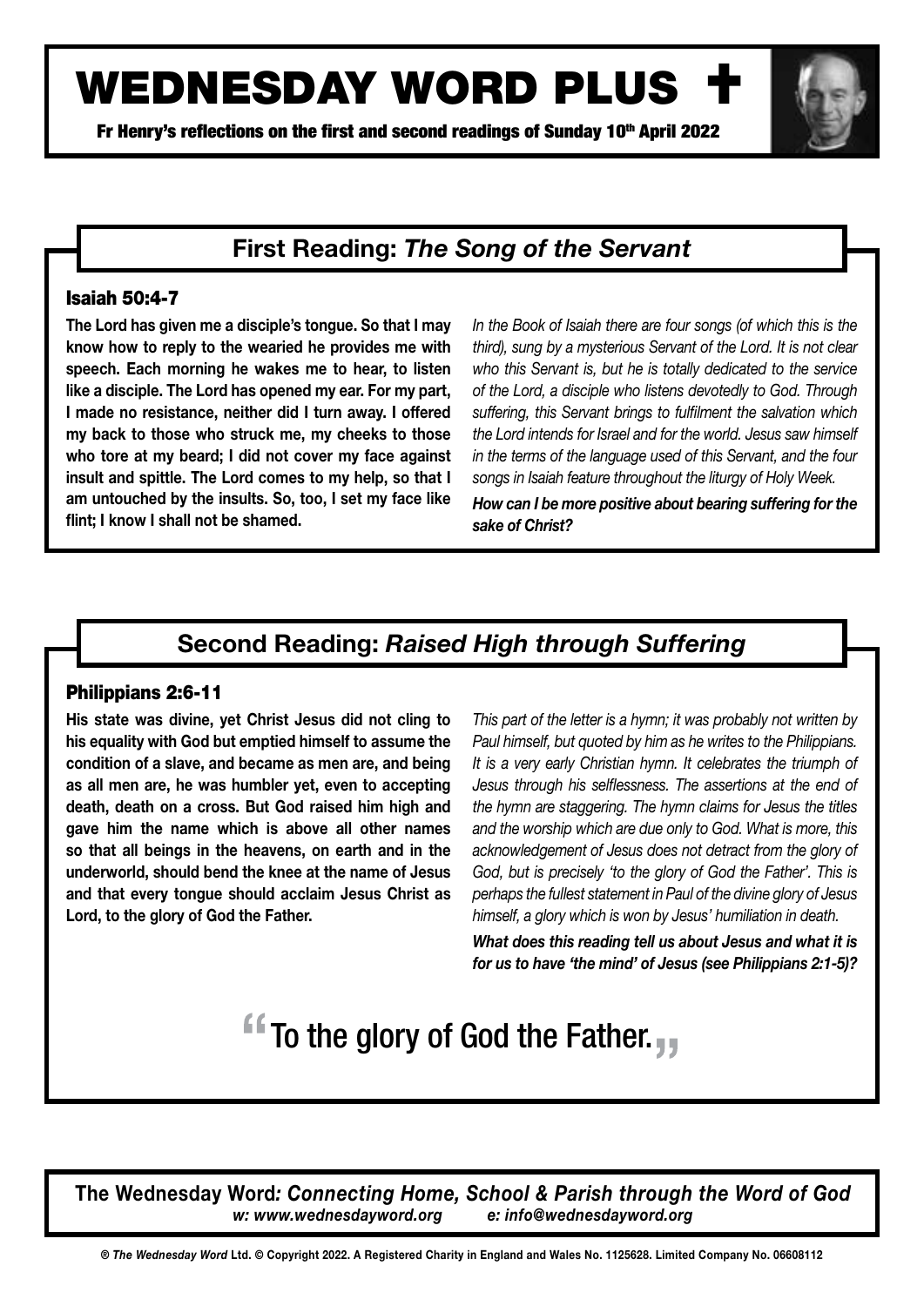# WEDNESDAY WORD PLUS ✝

**Fr Henry's reflections on the first and second readings of Sunday 10th April 2022**

## First Reading: *The Song of the Servant*

### Isaiah 50:4-7

**The Lord has given me a disciple's tongue. So that I may know how to reply to the wearied he provides me with speech. Each morning he wakes me to hear, to listen like a disciple. The Lord has opened my ear. For my part, I made no resistance, neither did I turn away. I offered my back to those who struck me, my cheeks to those who tore at my beard; I did not cover my face against insult and spittle. The Lord comes to my help, so that I am untouched by the insults. So, too, I set my face like flint; I know I shall not be shamed.**

*In the Book of Isaiah there are four songs (of which this is the third), sung by a mysterious Servant of the Lord. It is not clear who this Servant is, but he is totally dedicated to the service of the Lord, a disciple who listens devotedly to God. Through suffering, this Servant brings to fulfilment the salvation which the Lord intends for Israel and for the world. Jesus saw himself in the terms of the language used of this Servant, and the four songs in Isaiah feature throughout the liturgy of Holy Week.*

***How can I be more positive about bearing suffering for the sake of Christ?***

## Second Reading: *Raised High through Suffering*

### Philippians 2:6-11

**His state was divine, yet Christ Jesus did not cling to his equality with God but emptied himself to assume the condition of a slave, and became as men are, and being as all men are, he was humbler yet, even to accepting death, death on a cross. But God raised him high and gave him the name which is above all other names so that all beings in the heavens, on earth and in the underworld, should bend the knee at the name of Jesus and that every tongue should acclaim Jesus Christ as Lord, to the glory of God the Father.**

*This part of the letter is a hymn; it was probably not written by Paul himself, but quoted by him as he writes to the Philippians. It is a very early Christian hymn. It celebrates the triumph of Jesus through his selflessness. The assertions at the end of the hymn are staggering. The hymn claims for Jesus the titles and the worship which are due only to God. What is more, this acknowledgement of Jesus does not detract from the glory of God, but is precisely 'to the glory of God the Father'. This is perhaps the fullest statement in Paul of the divine glory of Jesus himself, a glory which is won by Jesus' humiliation in death.*

***What does this reading tell us about Jesus and what it is for us to have 'the mind' of Jesus (see Philippians 2:1-5)?***

> "To the glory of God the Father."

**The Wednesday Word*: Connecting Home, School & Parish through the Word of God***
***w: www.wednesdayword.org    e: info@wednesdayword.org***

® *The Wednesday Word* Ltd. © Copyright 2022. A Registered Charity in England and Wales No. 1125628. Limited Company No. 06608112